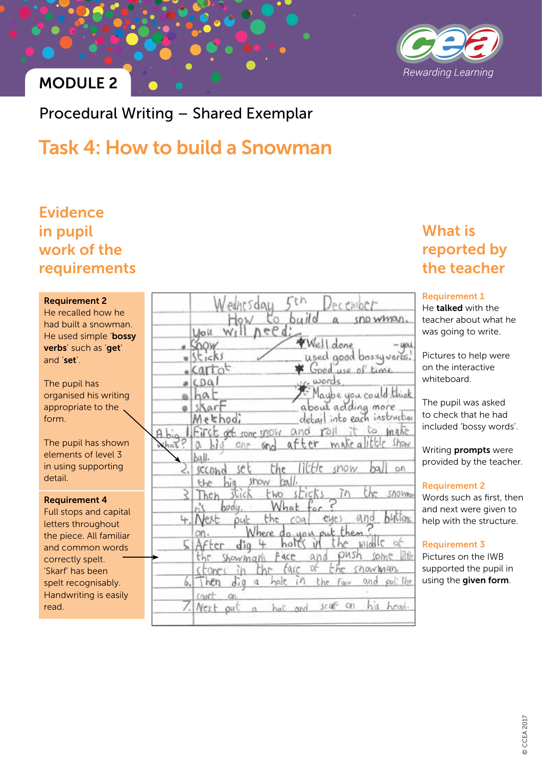MODULE 2

Procedural Writing – Shared Exemplar

# Task 4: How to build a Snowman

## Evidence in pupil work of the requirements

**Requirement 2**
He recalled how he had built a snowman. He used simple '**bossy verbs**' such as '**get**' and '**set**'.

The pupil has organised his writing appropriate to the form.

The pupil has shown elements of level 3 in using supporting detail.

**Requirement 4**
Full stops and capital letters throughout the piece. All familiar and common words correctly spelt. 'Skarf' has been spelt recognisably. Handwriting is easily read.

Wednesday 5th December
How to build a snowman.
You will need:
- Snow
- Sticks
- carrot
- coal
- hat
- skarf

Method:
1. First get some snow and roll it to make a big one and after make a little snow ball.
2. second set the little snow ball on the big snow ball.
3. Then stick two sticks in the snowman's body. What for?
4. Next put the coal eyes and buttons on. Where do you put them?
5. After dig 4 holes in the middle of the showman's face and push some little stones in the face of the snowman.
6. Then dig a hole in the face and put the carrot on.
7. Next put a hat and scarf on his head.

Teacher comments: A big what? ✱ Well done – you used good bossy verbs! ✱ Good use of time words. ✱ Maybe you could think about adding more detail into each instruction.

## What is reported by the teacher

**Requirement 1**
He **talked** with the teacher about what he was going to write.

Pictures to help were on the interactive whiteboard.

The pupil was asked to check that he had included 'bossy words'.

Writing **prompts** were provided by the teacher.

**Requirement 2**
Words such as first, then and next were given to help with the structure.

**Requirement 3**
Pictures on the IWB supported the pupil in using the **given form**.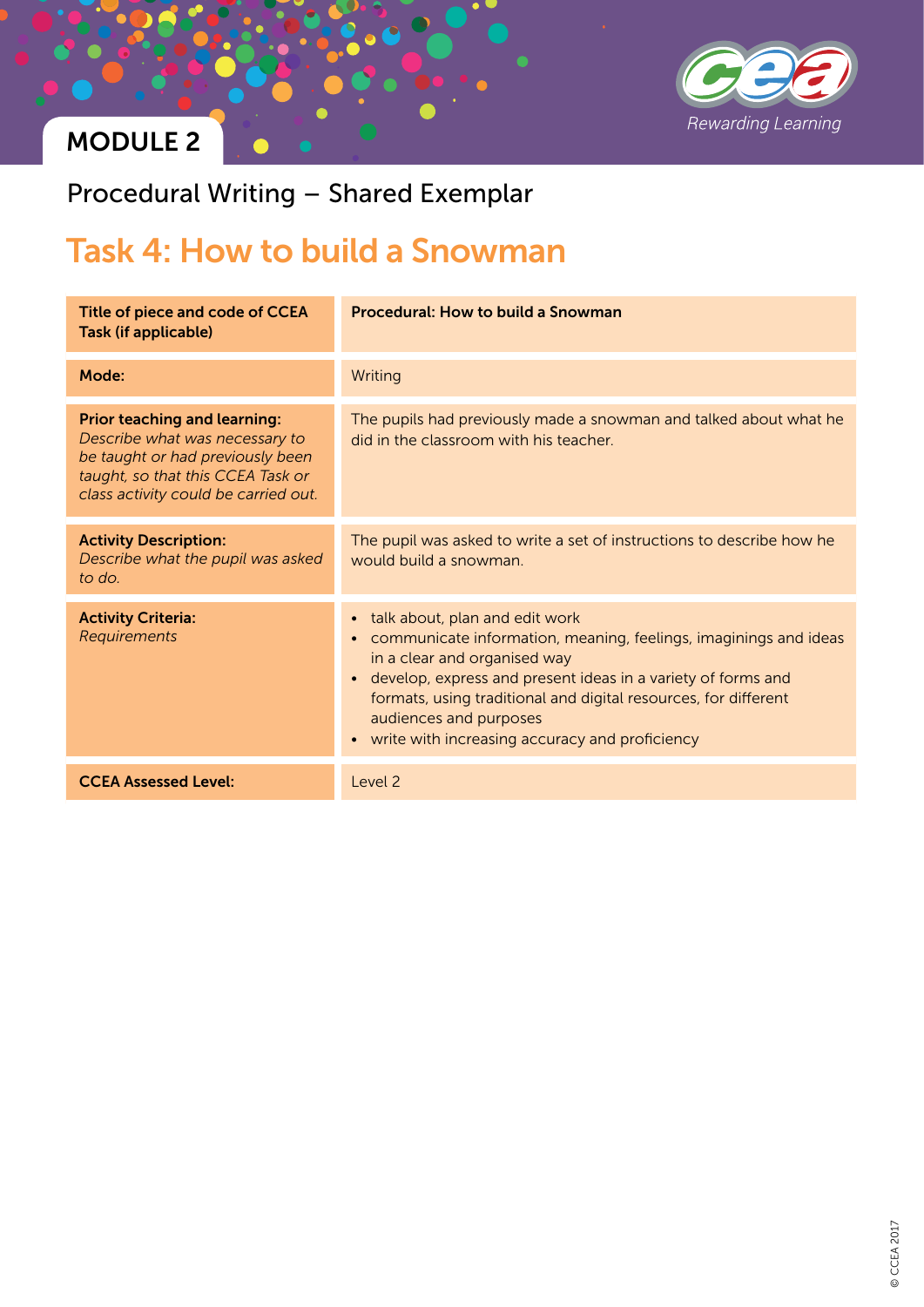MODULE 2

Procedural Writing – Shared Exemplar

# Task 4: How to build a Snowman

| | |
|---|---|
| **Title of piece and code of CCEA Task (if applicable)** | **Procedural: How to build a Snowman** |
| **Mode:** | Writing |
| **Prior teaching and learning:** *Describe what was necessary to be taught or had previously been taught, so that this CCEA Task or class activity could be carried out.* | The pupils had previously made a snowman and talked about what he did in the classroom with his teacher. |
| **Activity Description:** *Describe what the pupil was asked to do.* | The pupil was asked to write a set of instructions to describe how he would build a snowman. |
| **Activity Criteria:** *Requirements* | • talk about, plan and edit work<br>• communicate information, meaning, feelings, imaginings and ideas in a clear and organised way<br>• develop, express and present ideas in a variety of forms and formats, using traditional and digital resources, for different audiences and purposes<br>• write with increasing accuracy and proficiency |
| **CCEA Assessed Level:** | Level 2 |

© CCEA 2017